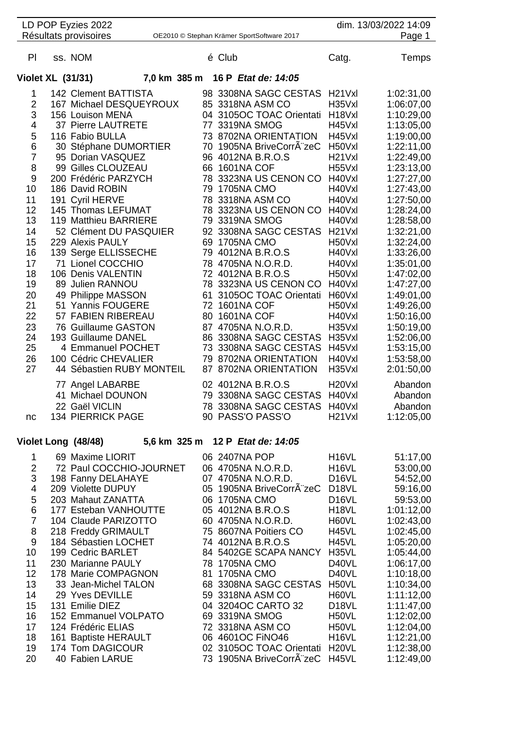LD POP Eyzies 2022 — dim. 13/03/2022 14:09

Résultats provisoires — OE2010 © Stephan Krämer SportSoftware 2017

## Violet XL (31/31) — 7,0 km 385 m — 16 P *Etat de: 14:05*

| Pl | ss. | NOM | é | Club | Catg. | Temps |
|---|---|---|---|---|---|---|
| 1 | 142 | Clement BATTISTA | 98 | 3308NA SAGC CESTAS | H21Vxl | 1:02:31,00 |
| 2 | 167 | Michael DESQUEYROUX | 85 | 3318NA ASM CO | H35Vxl | 1:06:07,00 |
| 3 | 156 | Louison MENA | 04 | 3105OC TOAC Orientati | H18Vxl | 1:10:29,00 |
| 4 | 37 | Pierre LAUTRETE | 77 | 3319NA SMOG | H45Vxl | 1:13:05,00 |
| 5 | 116 | Fabio BULLA | 73 | 8702NA ORIENTATION | H45Vxl | 1:19:00,00 |
| 6 | 30 | Stéphane DUMORTIER | 70 | 1905NA BriveCorrÃ¨zeC | H50Vxl | 1:22:11,00 |
| 7 | 95 | Dorian VASQUEZ | 96 | 4012NA B.R.O.S | H21Vxl | 1:22:49,00 |
| 8 | 99 | Gilles CLOUZEAU | 66 | 1601NA COF | H55Vxl | 1:23:13,00 |
| 9 | 200 | Frédéric PARZYCH | 78 | 3323NA US CENON CO | H40Vxl | 1:27:27,00 |
| 10 | 186 | David ROBIN | 79 | 1705NA CMO | H40Vxl | 1:27:43,00 |
| 11 | 191 | Cyril HERVE | 78 | 3318NA ASM CO | H40Vxl | 1:27:50,00 |
| 12 | 145 | Thomas LEFUMAT | 78 | 3323NA US CENON CO | H40Vxl | 1:28:24,00 |
| 13 | 119 | Matthieu BARRIERE | 79 | 3319NA SMOG | H40Vxl | 1:28:58,00 |
| 14 | 52 | Clément DU PASQUIER | 92 | 3308NA SAGC CESTAS | H21Vxl | 1:32:21,00 |
| 15 | 229 | Alexis PAULY | 69 | 1705NA CMO | H50Vxl | 1:32:24,00 |
| 16 | 139 | Serge ELLISSECHE | 79 | 4012NA B.R.O.S | H40Vxl | 1:33:26,00 |
| 17 | 71 | Lionel COCCHIO | 78 | 4705NA N.O.R.D. | H40Vxl | 1:35:01,00 |
| 18 | 106 | Denis VALENTIN | 72 | 4012NA B.R.O.S | H50Vxl | 1:47:02,00 |
| 19 | 89 | Julien RANNOU | 78 | 3323NA US CENON CO | H40Vxl | 1:47:27,00 |
| 20 | 49 | Philippe MASSON | 61 | 3105OC TOAC Orientati | H60Vxl | 1:49:01,00 |
| 21 | 51 | Yannis FOUGERE | 72 | 1601NA COF | H50Vxl | 1:49:26,00 |
| 22 | 57 | FABIEN RIBEREAU | 80 | 1601NA COF | H40Vxl | 1:50:16,00 |
| 23 | 76 | Guillaume GASTON | 87 | 4705NA N.O.R.D. | H35Vxl | 1:50:19,00 |
| 24 | 193 | Guillaume DANEL | 86 | 3308NA SAGC CESTAS | H35Vxl | 1:52:06,00 |
| 25 | 4 | Emmanuel POCHET | 73 | 3308NA SAGC CESTAS | H45Vxl | 1:53:15,00 |
| 26 | 100 | Cédric CHEVALIER | 79 | 8702NA ORIENTATION | H40Vxl | 1:53:58,00 |
| 27 | 44 | Sébastien RUBY MONTEIL | 87 | 8702NA ORIENTATION | H35Vxl | 2:01:50,00 |
| | 77 | Angel LABARBE | 02 | 4012NA B.R.O.S | H20Vxl | Abandon |
| | 41 | Michael DOUNON | 79 | 3308NA SAGC CESTAS | H40Vxl | Abandon |
| | 22 | Gaël VICLIN | 78 | 3308NA SAGC CESTAS | H40Vxl | Abandon |
| nc | 134 | PIERRICK PAGE | 90 | PASS'O PASS'O | H21Vxl | 1:12:05,00 |

## Violet Long (48/48) — 5,6 km 325 m — 12 P *Etat de: 14:05*

| Pl | ss. | NOM | é | Club | Catg. | Temps |
|---|---|---|---|---|---|---|
| 1 | 69 | Maxime LIORIT | 06 | 2407NA POP | H16VL | 51:17,00 |
| 2 | 72 | Paul COCCHIO-JOURNET | 06 | 4705NA N.O.R.D. | H16VL | 53:00,00 |
| 3 | 198 | Fanny DELAHAYE | 07 | 4705NA N.O.R.D. | D16VL | 54:52,00 |
| 4 | 209 | Violette DUPUY | 05 | 1905NA BriveCorrÃ¨zeC | D18VL | 59:16,00 |
| 5 | 203 | Mahaut ZANATTA | 06 | 1705NA CMO | D16VL | 59:53,00 |
| 6 | 177 | Esteban VANHOUTTE | 05 | 4012NA B.R.O.S | H18VL | 1:01:12,00 |
| 7 | 104 | Claude PARIZOTTO | 60 | 4705NA N.O.R.D. | H60VL | 1:02:43,00 |
| 8 | 218 | Freddy GRIMAULT | 75 | 8607NA Poitiers CO | H45VL | 1:02:45,00 |
| 9 | 184 | Sébastien LOCHET | 74 | 4012NA B.R.O.S | H45VL | 1:05:20,00 |
| 10 | 199 | Cedric BARLET | 84 | 5402GE SCAPA NANCY | H35VL | 1:05:44,00 |
| 11 | 230 | Marianne PAULY | 78 | 1705NA CMO | D40VL | 1:06:17,00 |
| 12 | 178 | Marie COMPAGNON | 81 | 1705NA CMO | D40VL | 1:10:18,00 |
| 13 | 33 | Jean-Michel TALON | 68 | 3308NA SAGC CESTAS | H50VL | 1:10:34,00 |
| 14 | 29 | Yves DEVILLE | 59 | 3318NA ASM CO | H60VL | 1:11:12,00 |
| 15 | 131 | Emilie DIEZ | 04 | 3204OC CARTO 32 | D18VL | 1:11:47,00 |
| 16 | 152 | Emmanuel VOLPATO | 69 | 3319NA SMOG | H50VL | 1:12:02,00 |
| 17 | 124 | Frédéric ELIAS | 72 | 3318NA ASM CO | H50VL | 1:12:04,00 |
| 18 | 161 | Baptiste HERAULT | 06 | 4601OC FiNO46 | H16VL | 1:12:21,00 |
| 19 | 174 | Tom DAGICOUR | 02 | 3105OC TOAC Orientati | H20VL | 1:12:38,00 |
| 20 | 40 | Fabien LARUE | 73 | 1905NA BriveCorrÃ¨zeC | H45VL | 1:12:49,00 |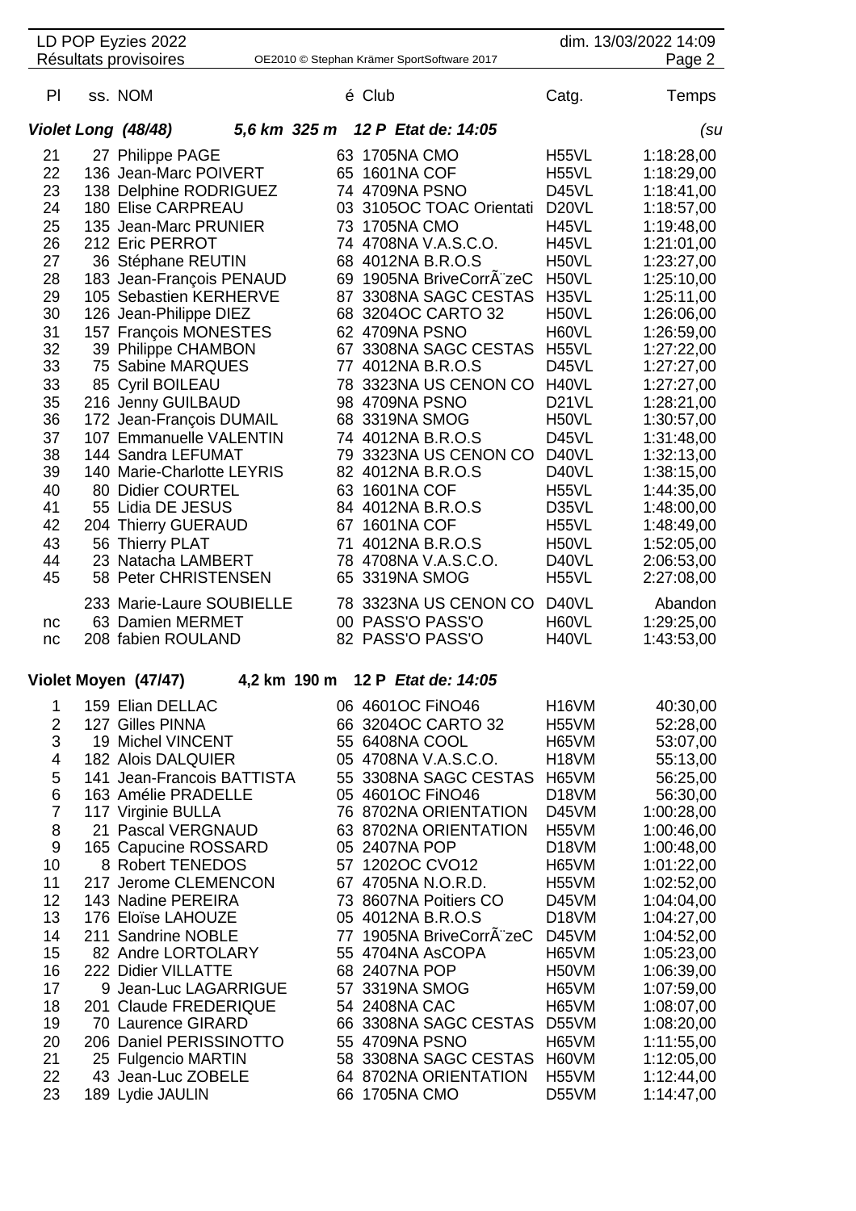## Violet Long (48/48) — 5,6 km 325 m 12 P *Etat de: 14:05* *(su*

| Pl | ss. | NOM | é | Club | Catg. | Temps |
|---|---|---|---|---|---|---|
| 21 | 27 | Philippe PAGE | 63 | 1705NA CMO | H55VL | 1:18:28,00 |
| 22 | 136 | Jean-Marc POIVERT | 65 | 1601NA COF | H55VL | 1:18:29,00 |
| 23 | 138 | Delphine RODRIGUEZ | 74 | 4709NA PSNO | D45VL | 1:18:41,00 |
| 24 | 180 | Elise CARPREAU | 03 | 3105OC TOAC Orientati | D20VL | 1:18:57,00 |
| 25 | 135 | Jean-Marc PRUNIER | 73 | 1705NA CMO | H45VL | 1:19:48,00 |
| 26 | 212 | Eric PERROT | 74 | 4708NA V.A.S.C.O. | H45VL | 1:21:01,00 |
| 27 | 36 | Stéphane REUTIN | 68 | 4012NA B.R.O.S | H50VL | 1:23:27,00 |
| 28 | 183 | Jean-François PENAUD | 69 | 1905NA BriveCorrÃ¨zeC | H50VL | 1:25:10,00 |
| 29 | 105 | Sebastien KERHERVE | 87 | 3308NA SAGC CESTAS | H35VL | 1:25:11,00 |
| 30 | 126 | Jean-Philippe DIEZ | 68 | 3204OC CARTO 32 | H50VL | 1:26:06,00 |
| 31 | 157 | François MONESTES | 62 | 4709NA PSNO | H60VL | 1:26:59,00 |
| 32 | 39 | Philippe CHAMBON | 67 | 3308NA SAGC CESTAS | H55VL | 1:27:22,00 |
| 33 | 75 | Sabine MARQUES | 77 | 4012NA B.R.O.S | D45VL | 1:27:27,00 |
| 33 | 85 | Cyril BOILEAU | 78 | 3323NA US CENON CO | H40VL | 1:27:27,00 |
| 35 | 216 | Jenny GUILBAUD | 98 | 4709NA PSNO | D21VL | 1:28:21,00 |
| 36 | 172 | Jean-François DUMAIL | 68 | 3319NA SMOG | H50VL | 1:30:57,00 |
| 37 | 107 | Emmanuelle VALENTIN | 74 | 4012NA B.R.O.S | D45VL | 1:31:48,00 |
| 38 | 144 | Sandra LEFUMAT | 79 | 3323NA US CENON CO | D40VL | 1:32:13,00 |
| 39 | 140 | Marie-Charlotte LEYRIS | 82 | 4012NA B.R.O.S | D40VL | 1:38:15,00 |
| 40 | 80 | Didier COURTEL | 63 | 1601NA COF | H55VL | 1:44:35,00 |
| 41 | 55 | Lidia DE JESUS | 84 | 4012NA B.R.O.S | D35VL | 1:48:00,00 |
| 42 | 204 | Thierry GUERAUD | 67 | 1601NA COF | H55VL | 1:48:49,00 |
| 43 | 56 | Thierry PLAT | 71 | 4012NA B.R.O.S | H50VL | 1:52:05,00 |
| 44 | 23 | Natacha LAMBERT | 78 | 4708NA V.A.S.C.O. | D40VL | 2:06:53,00 |
| 45 | 58 | Peter CHRISTENSEN | 65 | 3319NA SMOG | H55VL | 2:27:08,00 |
|  | 233 | Marie-Laure SOUBIELLE | 78 | 3323NA US CENON CO | D40VL | Abandon |
| nc | 63 | Damien MERMET | 00 | PASS'O PASS'O | H60VL | 1:29:25,00 |
| nc | 208 | fabien ROULAND | 82 | PASS'O PASS'O | H40VL | 1:43:53,00 |

## Violet Moyen (47/47) — 4,2 km 190 m 12 P *Etat de: 14:05*

| Pl | ss. | NOM | é | Club | Catg. | Temps |
|---|---|---|---|---|---|---|
| 1 | 159 | Elian DELLAC | 06 | 4601OC FiNO46 | H16VM | 40:30,00 |
| 2 | 127 | Gilles PINNA | 66 | 3204OC CARTO 32 | H55VM | 52:28,00 |
| 3 | 19 | Michel VINCENT | 55 | 6408NA COOL | H65VM | 53:07,00 |
| 4 | 182 | Alois DALQUIER | 05 | 4708NA V.A.S.C.O. | H18VM | 55:13,00 |
| 5 | 141 | Jean-Francois BATTISTA | 55 | 3308NA SAGC CESTAS | H65VM | 56:25,00 |
| 6 | 163 | Amélie PRADELLE | 05 | 4601OC FiNO46 | D18VM | 56:30,00 |
| 7 | 117 | Virginie BULLA | 76 | 8702NA ORIENTATION | D45VM | 1:00:28,00 |
| 8 | 21 | Pascal VERGNAUD | 63 | 8702NA ORIENTATION | H55VM | 1:00:46,00 |
| 9 | 165 | Capucine ROSSARD | 05 | 2407NA POP | D18VM | 1:00:48,00 |
| 10 | 8 | Robert TENEDOS | 57 | 1202OC CVO12 | H65VM | 1:01:22,00 |
| 11 | 217 | Jerome CLEMENCON | 67 | 4705NA N.O.R.D. | H55VM | 1:02:52,00 |
| 12 | 143 | Nadine PEREIRA | 73 | 8607NA Poitiers CO | D45VM | 1:04:04,00 |
| 13 | 176 | Eloïse LAHOUZE | 05 | 4012NA B.R.O.S | D18VM | 1:04:27,00 |
| 14 | 211 | Sandrine NOBLE | 77 | 1905NA BriveCorrÃ¨zeC | D45VM | 1:04:52,00 |
| 15 | 82 | Andre LORTOLARY | 55 | 4704NA AsCOPA | H65VM | 1:05:23,00 |
| 16 | 222 | Didier VILLATTE | 68 | 2407NA POP | H50VM | 1:06:39,00 |
| 17 | 9 | Jean-Luc LAGARRIGUE | 57 | 3319NA SMOG | H65VM | 1:07:59,00 |
| 18 | 201 | Claude FREDERIQUE | 54 | 2408NA CAC | H65VM | 1:08:07,00 |
| 19 | 70 | Laurence GIRARD | 66 | 3308NA SAGC CESTAS | D55VM | 1:08:20,00 |
| 20 | 206 | Daniel PERISSINOTTO | 55 | 4709NA PSNO | H65VM | 1:11:55,00 |
| 21 | 25 | Fulgencio MARTIN | 58 | 3308NA SAGC CESTAS | H60VM | 1:12:05,00 |
| 22 | 43 | Jean-Luc ZOBELE | 64 | 8702NA ORIENTATION | H55VM | 1:12:44,00 |
| 23 | 189 | Lydie JAULIN | 66 | 1705NA CMO | D55VM | 1:14:47,00 |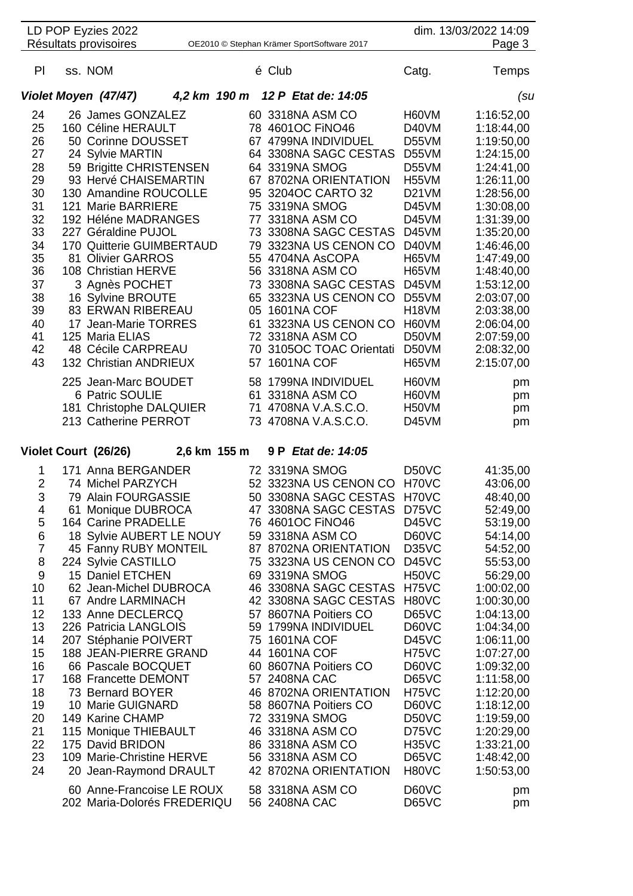| Pl | ss. | NOM | é | Club | Catg. | Temps |
|---|---|---|---|---|---|---|
| ***Violet Moyen (47/47)*** | | ***4,2 km 190 m 12 P Etat de: 14:05*** | | | | *(su* |
| 24 | 26 | James GONZALEZ | 60 | 3318NA ASM CO | H60VM | 1:16:52,00 |
| 25 | 160 | Céline HERAULT | 78 | 4601OC FiNO46 | D40VM | 1:18:44,00 |
| 26 | 50 | Corinne DOUSSET | 67 | 4799NA INDIVIDUEL | D55VM | 1:19:50,00 |
| 27 | 24 | Sylvie MARTIN | 64 | 3308NA SAGC CESTAS | D55VM | 1:24:15,00 |
| 28 | 59 | Brigitte CHRISTENSEN | 64 | 3319NA SMOG | D55VM | 1:24:41,00 |
| 29 | 93 | Hervé CHAISEMARTIN | 67 | 8702NA ORIENTATION | H55VM | 1:26:11,00 |
| 30 | 130 | Amandine ROUCOLLE | 95 | 3204OC CARTO 32 | D21VM | 1:28:56,00 |
| 31 | 121 | Marie BARRIERE | 75 | 3319NA SMOG | D45VM | 1:30:08,00 |
| 32 | 192 | Héléne MADRANGES | 77 | 3318NA ASM CO | D45VM | 1:31:39,00 |
| 33 | 227 | Géraldine PUJOL | 73 | 3308NA SAGC CESTAS | D45VM | 1:35:20,00 |
| 34 | 170 | Quitterie GUIMBERTAUD | 79 | 3323NA US CENON CO | D40VM | 1:46:46,00 |
| 35 | 81 | Olivier GARROS | 55 | 4704NA AsCOPA | H65VM | 1:47:49,00 |
| 36 | 108 | Christian HERVE | 56 | 3318NA ASM CO | H65VM | 1:48:40,00 |
| 37 | 3 | Agnès POCHET | 73 | 3308NA SAGC CESTAS | D45VM | 1:53:12,00 |
| 38 | 16 | Sylvie BROUTE | 65 | 3323NA US CENON CO | D55VM | 2:03:07,00 |
| 39 | 83 | ERWAN RIBEREAU | 05 | 1601NA COF | H18VM | 2:03:38,00 |
| 40 | 17 | Jean-Marie TORRES | 61 | 3323NA US CENON CO | H60VM | 2:06:04,00 |
| 41 | 125 | Maria ELIAS | 72 | 3318NA ASM CO | D50VM | 2:07:59,00 |
| 42 | 48 | Cécile CARPREAU | 70 | 3105OC TOAC Orientati | D50VM | 2:08:32,00 |
| 43 | 132 | Christian ANDRIEUX | 57 | 1601NA COF | H65VM | 2:15:07,00 |
| | 225 | Jean-Marc BOUDET | 58 | 1799NA INDIVIDUEL | H60VM | pm |
| | 6 | Patric SOULIE | 61 | 3318NA ASM CO | H60VM | pm |
| | 181 | Christophe DALQUIER | 71 | 4708NA V.A.S.C.O. | H50VM | pm |
| | 213 | Catherine PERROT | 73 | 4708NA V.A.S.C.O. | D45VM | pm |
| **Violet Court (26/26)** | | **2,6 km 155 m 9 P** ***Etat de: 14:05*** | | | | |
| 1 | 171 | Anna BERGANDER | 72 | 3319NA SMOG | D50VC | 41:35,00 |
| 2 | 74 | Michel PARZYCH | 52 | 3323NA US CENON CO | H70VC | 43:06,00 |
| 3 | 79 | Alain FOURGASSIE | 50 | 3308NA SAGC CESTAS | H70VC | 48:40,00 |
| 4 | 61 | Monique DUBROCA | 47 | 3308NA SAGC CESTAS | D75VC | 52:49,00 |
| 5 | 164 | Carine PRADELLE | 76 | 4601OC FiNO46 | D45VC | 53:19,00 |
| 6 | 18 | Sylvie AUBERT LE NOUY | 59 | 3318NA ASM CO | D60VC | 54:14,00 |
| 7 | 45 | Fanny RUBY MONTEIL | 87 | 8702NA ORIENTATION | D35VC | 54:52,00 |
| 8 | 224 | Sylvie CASTILLO | 75 | 3323NA US CENON CO | D45VC | 55:53,00 |
| 9 | 15 | Daniel ETCHEN | 69 | 3319NA SMOG | H50VC | 56:29,00 |
| 10 | 62 | Jean-Michel DUBROCA | 46 | 3308NA SAGC CESTAS | H75VC | 1:00:02,00 |
| 11 | 67 | Andre LARMINACH | 42 | 3308NA SAGC CESTAS | H80VC | 1:00:30,00 |
| 12 | 133 | Anne DECLERCQ | 57 | 8607NA Poitiers CO | D65VC | 1:04:13,00 |
| 13 | 226 | Patricia LANGLOIS | 59 | 1799NA INDIVIDUEL | D60VC | 1:04:34,00 |
| 14 | 207 | Stéphanie POIVERT | 75 | 1601NA COF | D45VC | 1:06:11,00 |
| 15 | 188 | JEAN-PIERRE GRAND | 44 | 1601NA COF | H75VC | 1:07:27,00 |
| 16 | 66 | Pascale BOCQUET | 60 | 8607NA Poitiers CO | D60VC | 1:09:32,00 |
| 17 | 168 | Francette DEMONT | 57 | 2408NA CAC | D65VC | 1:11:58,00 |
| 18 | 73 | Bernard BOYER | 46 | 8702NA ORIENTATION | H75VC | 1:12:20,00 |
| 19 | 10 | Marie GUIGNARD | 58 | 8607NA Poitiers CO | D60VC | 1:18:12,00 |
| 20 | 149 | Karine CHAMP | 72 | 3319NA SMOG | D50VC | 1:19:59,00 |
| 21 | 115 | Monique THIEBAULT | 46 | 3318NA ASM CO | D75VC | 1:20:29,00 |
| 22 | 175 | David BRIDON | 86 | 3318NA ASM CO | H35VC | 1:33:21,00 |
| 23 | 109 | Marie-Christine HERVE | 56 | 3318NA ASM CO | D65VC | 1:48:42,00 |
| 24 | 20 | Jean-Raymond DRAULT | 42 | 8702NA ORIENTATION | H80VC | 1:50:53,00 |
| | 60 | Anne-Francoise LE ROUX | 58 | 3318NA ASM CO | D60VC | pm |
| | 202 | Maria-Dolorés FREDERIQU | 56 | 2408NA CAC | D65VC | pm |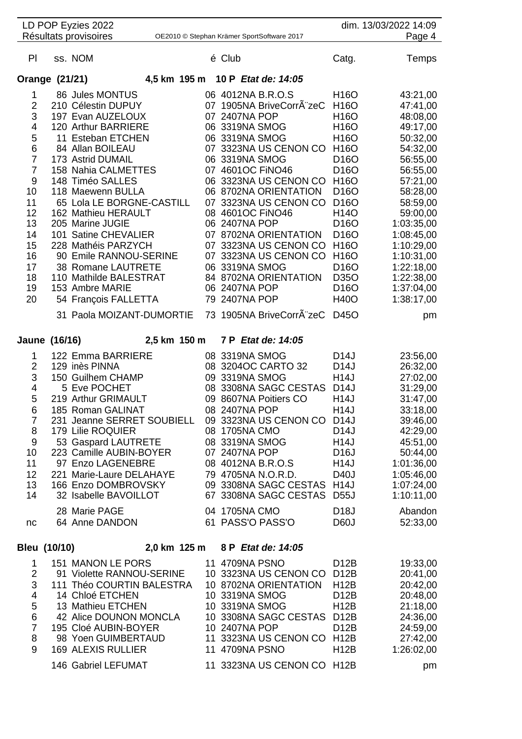| Pl | ss. | NOM | é | Club | Catg. | Temps |
|---|---|---|---|---|---|---|
| **Orange (21/21)** | | **4,5 km 195 m** | | **10 P *Etat de: 14:05*** | | |
| 1 | 86 | Jules MONTUS | 06 | 4012NA B.R.O.S | H16O | 43:21,00 |
| 2 | 210 | Célestin DUPUY | 07 | 1905NA BriveCorrÃ¨zeC | H16O | 47:41,00 |
| 3 | 197 | Evan AUZELOUX | 07 | 2407NA POP | H16O | 48:08,00 |
| 4 | 120 | Arthur BARRIERE | 06 | 3319NA SMOG | H16O | 49:17,00 |
| 5 | 11 | Esteban ETCHEN | 06 | 3319NA SMOG | H16O | 50:32,00 |
| 6 | 84 | Allan BOILEAU | 07 | 3323NA US CENON CO | H16O | 54:32,00 |
| 7 | 173 | Astrid DUMAIL | 06 | 3319NA SMOG | D16O | 56:55,00 |
| 7 | 158 | Nahia CALMETTES | 07 | 4601OC FiNO46 | D16O | 56:55,00 |
| 9 | 148 | Timéo SALLES | 06 | 3323NA US CENON CO | H16O | 57:21,00 |
| 10 | 118 | Maewenn BULLA | 06 | 8702NA ORIENTATION | D16O | 58:28,00 |
| 11 | 65 | Lola LE BORGNE-CASTILL | 07 | 3323NA US CENON CO | D16O | 58:59,00 |
| 12 | 162 | Mathieu HERAULT | 08 | 4601OC FiNO46 | H14O | 59:00,00 |
| 13 | 205 | Marine JUGIE | 06 | 2407NA POP | D16O | 1:03:35,00 |
| 14 | 101 | Satine CHEVALIER | 07 | 8702NA ORIENTATION | D16O | 1:08:45,00 |
| 15 | 228 | Mathéis PARZYCH | 07 | 3323NA US CENON CO | H16O | 1:10:29,00 |
| 16 | 90 | Emile RANNOU-SERINE | 07 | 3323NA US CENON CO | H16O | 1:10:31,00 |
| 17 | 38 | Romane LAUTRETE | 06 | 3319NA SMOG | D16O | 1:22:18,00 |
| 18 | 110 | Mathilde BALESTRAT | 84 | 8702NA ORIENTATION | D35O | 1:22:38,00 |
| 19 | 153 | Ambre MARIE | 06 | 2407NA POP | D16O | 1:37:04,00 |
| 20 | 54 | François FALLETTA | 79 | 2407NA POP | H40O | 1:38:17,00 |
| | 31 | Paola MOIZANT-DUMORTIE | 73 | 1905NA BriveCorrÃ¨zeC | D45O | pm |
| **Jaune (16/16)** | | **2,5 km 150 m** | | **7 P *Etat de: 14:05*** | | |
| 1 | 122 | Emma BARRIERE | 08 | 3319NA SMOG | D14J | 23:56,00 |
| 2 | 129 | inès PINNA | 08 | 3204OC CARTO 32 | D14J | 26:32,00 |
| 3 | 150 | Guilhem CHAMP | 09 | 3319NA SMOG | H14J | 27:02,00 |
| 4 | 5 | Eve POCHET | 08 | 3308NA SAGC CESTAS | D14J | 31:29,00 |
| 5 | 219 | Arthur GRIMAULT | 09 | 8607NA Poitiers CO | H14J | 31:47,00 |
| 6 | 185 | Roman GALINAT | 08 | 2407NA POP | H14J | 33:18,00 |
| 7 | 231 | Jeanne SERRET SOUBIELL | 09 | 3323NA US CENON CO | D14J | 39:46,00 |
| 8 | 179 | Lilie ROQUIER | 08 | 1705NA CMO | D14J | 42:29,00 |
| 9 | 53 | Gaspard LAUTRETE | 08 | 3319NA SMOG | H14J | 45:51,00 |
| 10 | 223 | Camille AUBIN-BOYER | 07 | 2407NA POP | D16J | 50:44,00 |
| 11 | 97 | Enzo LAGENEBRE | 08 | 4012NA B.R.O.S | H14J | 1:01:36,00 |
| 12 | 221 | Marie-Laure DELAHAYE | 79 | 4705NA N.O.R.D. | D40J | 1:05:46,00 |
| 13 | 166 | Enzo DOMBROVSKY | 09 | 3308NA SAGC CESTAS | H14J | 1:07:24,00 |
| 14 | 32 | Isabelle BAVOILLOT | 67 | 3308NA SAGC CESTAS | D55J | 1:10:11,00 |
| | 28 | Marie PAGE | 04 | 1705NA CMO | D18J | Abandon |
| nc | 64 | Anne DANDON | 61 | PASS'O PASS'O | D60J | 52:33,00 |
| **Bleu (10/10)** | | **2,0 km 125 m** | | **8 P *Etat de: 14:05*** | | |
| 1 | 151 | MANON LE PORS | 11 | 4709NA PSNO | D12B | 19:33,00 |
| 2 | 91 | Violette RANNOU-SERINE | 10 | 3323NA US CENON CO | D12B | 20:41,00 |
| 3 | 111 | Théo COURTIN BALESTRA | 10 | 8702NA ORIENTATION | H12B | 20:42,00 |
| 4 | 14 | Chloé ETCHEN | 10 | 3319NA SMOG | D12B | 20:48,00 |
| 5 | 13 | Mathieu ETCHEN | 10 | 3319NA SMOG | H12B | 21:18,00 |
| 6 | 42 | Alice DOUNON MONCLA | 10 | 3308NA SAGC CESTAS | D12B | 24:36,00 |
| 7 | 195 | Cloé AUBIN-BOYER | 10 | 2407NA POP | D12B | 24:59,00 |
| 8 | 98 | Yoen GUIMBERTAUD | 11 | 3323NA US CENON CO | H12B | 27:42,00 |
| 9 | 169 | ALEXIS RULLIER | 11 | 4709NA PSNO | H12B | 1:26:02,00 |
| | 146 | Gabriel LEFUMAT | 11 | 3323NA US CENON CO | H12B | pm |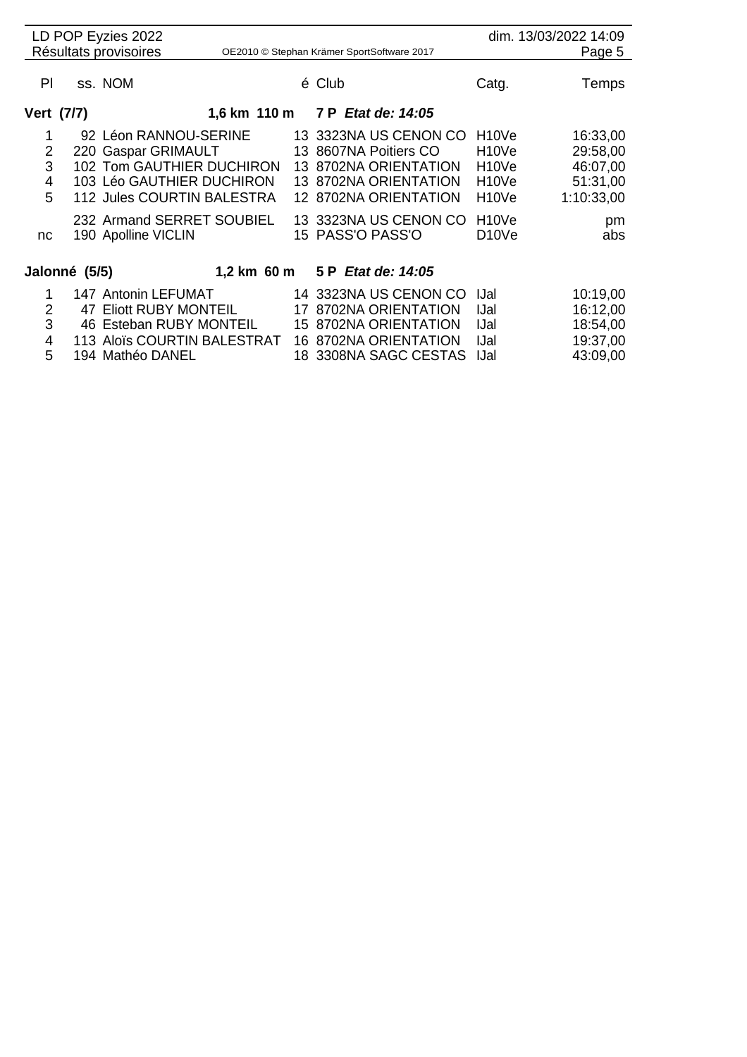| Pl | ss. NOM | é | Club | Catg. | Temps |
|---|---|---|---|---|---|
| **Vert (7/7)** | **1,6 km 110 m** | | **7 P *Etat de: 14:05*** | | |
| 1 | 92 Léon RANNOU-SERINE | 13 | 3323NA US CENON CO | H10Ve | 16:33,00 |
| 2 | 220 Gaspar GRIMAULT | 13 | 8607NA Poitiers CO | H10Ve | 29:58,00 |
| 3 | 102 Tom GAUTHIER DUCHIRON | 13 | 8702NA ORIENTATION | H10Ve | 46:07,00 |
| 4 | 103 Léo GAUTHIER DUCHIRON | 13 | 8702NA ORIENTATION | H10Ve | 51:31,00 |
| 5 | 112 Jules COURTIN BALESTRA | 12 | 8702NA ORIENTATION | H10Ve | 1:10:33,00 |
| | 232 Armand SERRET SOUBIEL | 13 | 3323NA US CENON CO | H10Ve | pm |
| nc | 190 Apolline VICLIN | 15 | PASS'O PASS'O | D10Ve | abs |
| **Jalonné (5/5)** | **1,2 km 60 m** | | **5 P *Etat de: 14:05*** | | |
| 1 | 147 Antonin LEFUMAT | 14 | 3323NA US CENON CO | IJal | 10:19,00 |
| 2 | 47 Eliott RUBY MONTEIL | 17 | 8702NA ORIENTATION | IJal | 16:12,00 |
| 3 | 46 Esteban RUBY MONTEIL | 15 | 8702NA ORIENTATION | IJal | 18:54,00 |
| 4 | 113 Aloïs COURTIN BALESTRAT | 16 | 8702NA ORIENTATION | IJal | 19:37,00 |
| 5 | 194 Mathéo DANEL | 18 | 3308NA SAGC CESTAS | IJal | 43:09,00 |